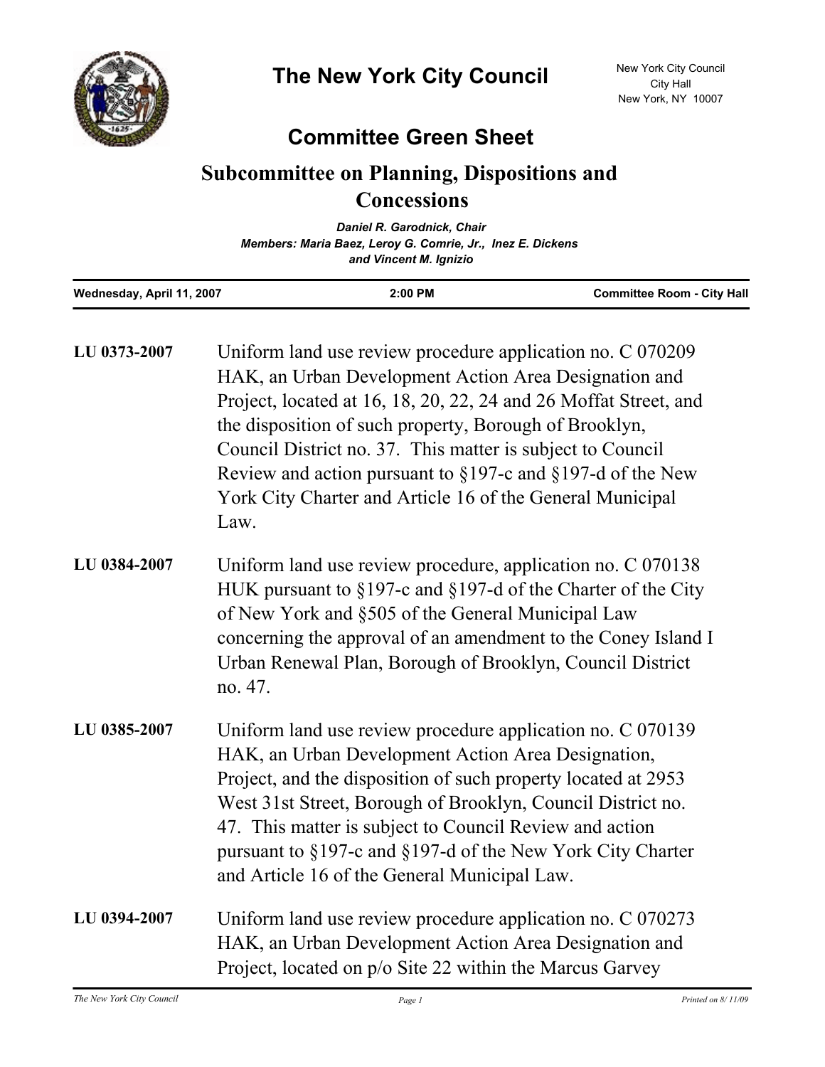# The New York City Council

New York City Council
City Hall
New York, NY 10007

## Committee Green Sheet

## Subcommittee on Planning, Dispositions and Concessions

***Daniel R. Garodnick, Chair***
***Members: Maria Baez, Leroy G. Comrie, Jr., Inez E. Dickens and Vincent M. Ignizio***

| **Wednesday, April 11, 2007** | **2:00 PM** | **Committee Room - City Hall** |
| --- | --- | --- |

**LU 0373-2007** Uniform land use review procedure application no. C 070209 HAK, an Urban Development Action Area Designation and Project, located at 16, 18, 20, 22, 24 and 26 Moffat Street, and the disposition of such property, Borough of Brooklyn, Council District no. 37. This matter is subject to Council Review and action pursuant to §197-c and §197-d of the New York City Charter and Article 16 of the General Municipal Law.

**LU 0384-2007** Uniform land use review procedure, application no. C 070138 HUK pursuant to §197-c and §197-d of the Charter of the City of New York and §505 of the General Municipal Law concerning the approval of an amendment to the Coney Island I Urban Renewal Plan, Borough of Brooklyn, Council District no. 47.

**LU 0385-2007** Uniform land use review procedure application no. C 070139 HAK, an Urban Development Action Area Designation, Project, and the disposition of such property located at 2953 West 31st Street, Borough of Brooklyn, Council District no. 47. This matter is subject to Council Review and action pursuant to §197-c and §197-d of the New York City Charter and Article 16 of the General Municipal Law.

**LU 0394-2007** Uniform land use review procedure application no. C 070273 HAK, an Urban Development Action Area Designation and Project, located on p/o Site 22 within the Marcus Garvey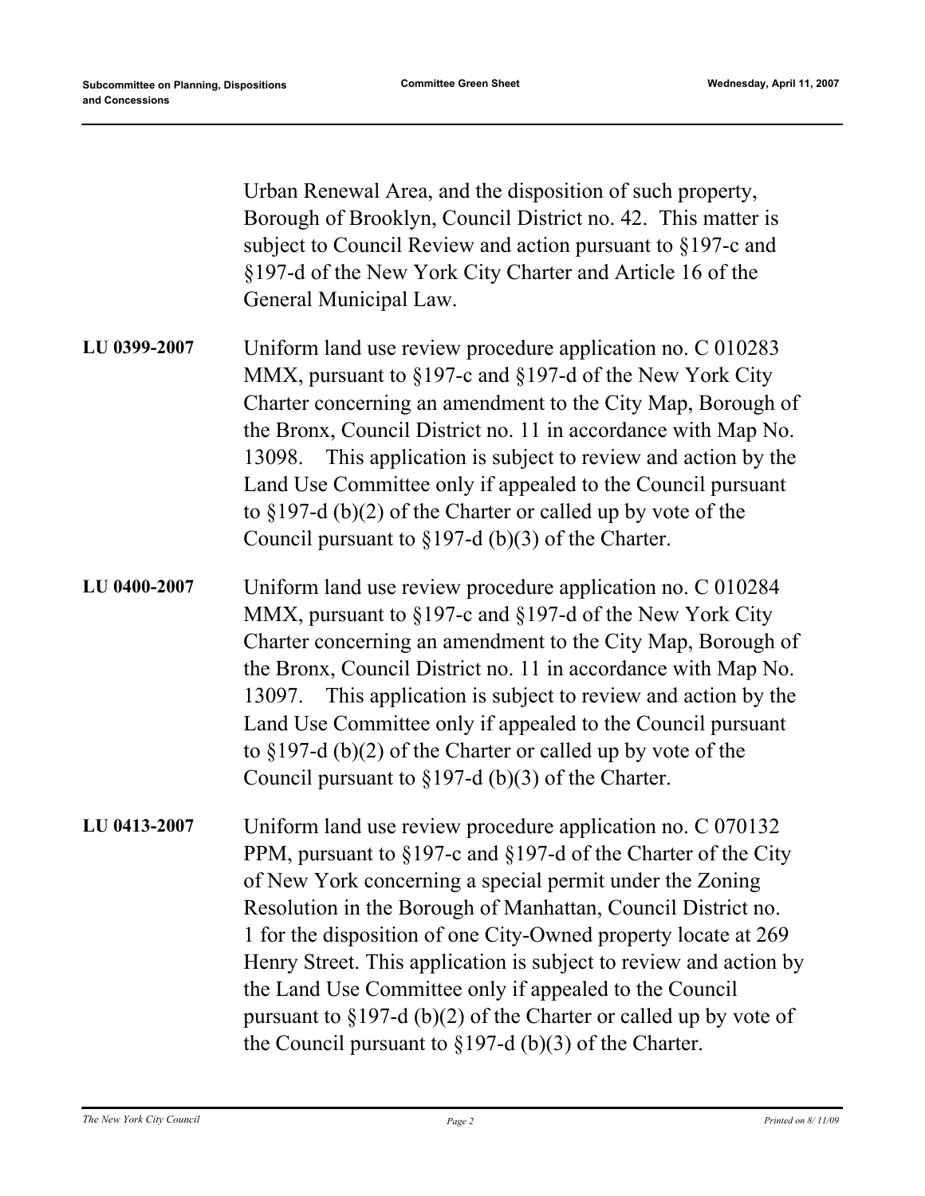Urban Renewal Area, and the disposition of such property, Borough of Brooklyn, Council District no. 42. This matter is subject to Council Review and action pursuant to §197-c and §197-d of the New York City Charter and Article 16 of the General Municipal Law.

**LU 0399-2007** Uniform land use review procedure application no. C 010283 MMX, pursuant to §197-c and §197-d of the New York City Charter concerning an amendment to the City Map, Borough of the Bronx, Council District no. 11 in accordance with Map No. 13098. This application is subject to review and action by the Land Use Committee only if appealed to the Council pursuant to §197-d (b)(2) of the Charter or called up by vote of the Council pursuant to §197-d (b)(3) of the Charter.

**LU 0400-2007** Uniform land use review procedure application no. C 010284 MMX, pursuant to §197-c and §197-d of the New York City Charter concerning an amendment to the City Map, Borough of the Bronx, Council District no. 11 in accordance with Map No. 13097. This application is subject to review and action by the Land Use Committee only if appealed to the Council pursuant to §197-d (b)(2) of the Charter or called up by vote of the Council pursuant to §197-d (b)(3) of the Charter.

**LU 0413-2007** Uniform land use review procedure application no. C 070132 PPM, pursuant to §197-c and §197-d of the Charter of the City of New York concerning a special permit under the Zoning Resolution in the Borough of Manhattan, Council District no. 1 for the disposition of one City-Owned property locate at 269 Henry Street. This application is subject to review and action by the Land Use Committee only if appealed to the Council pursuant to §197-d (b)(2) of the Charter or called up by vote of the Council pursuant to §197-d (b)(3) of the Charter.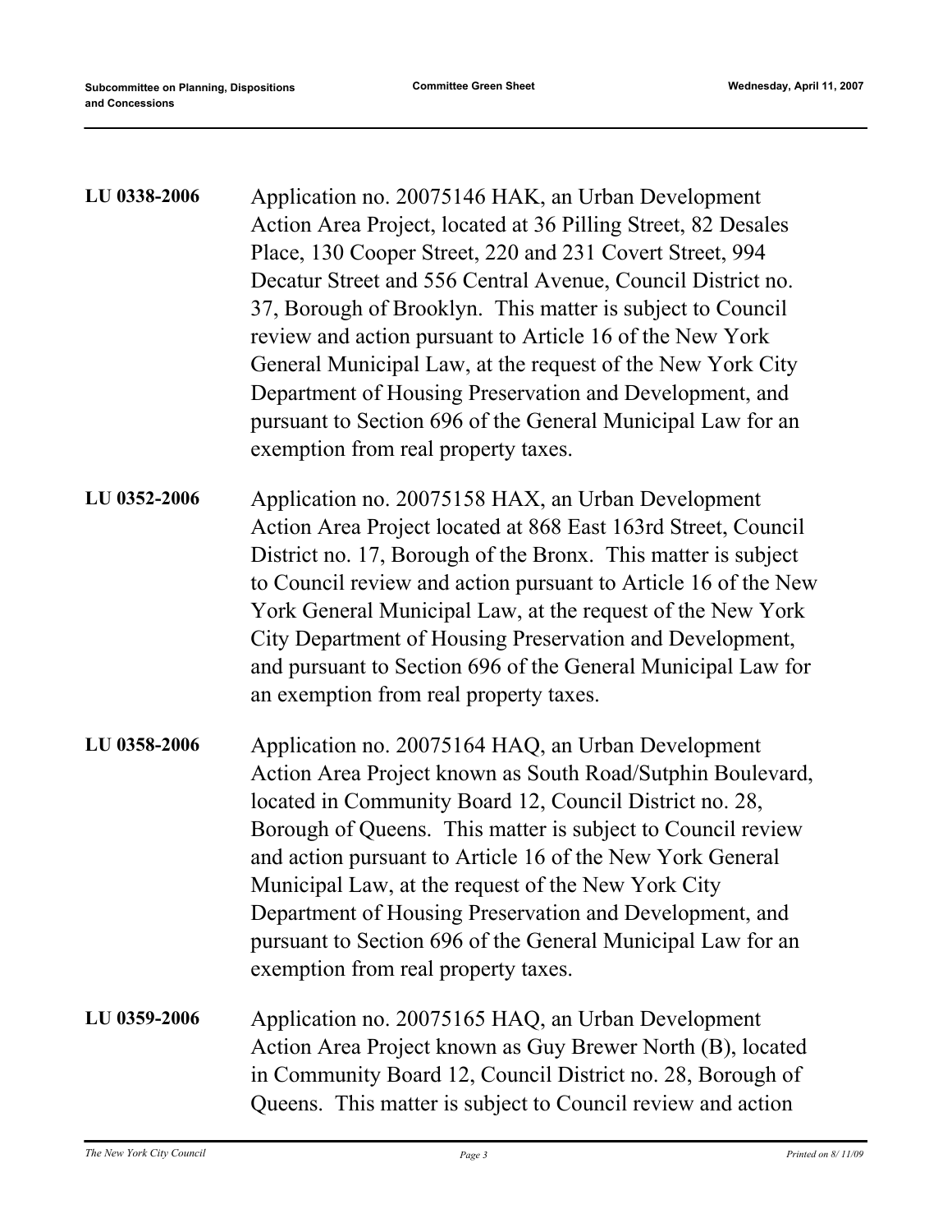**LU 0338-2006** Application no. 20075146 HAK, an Urban Development Action Area Project, located at 36 Pilling Street, 82 Desales Place, 130 Cooper Street, 220 and 231 Covert Street, 994 Decatur Street and 556 Central Avenue, Council District no. 37, Borough of Brooklyn. This matter is subject to Council review and action pursuant to Article 16 of the New York General Municipal Law, at the request of the New York City Department of Housing Preservation and Development, and pursuant to Section 696 of the General Municipal Law for an exemption from real property taxes.

**LU 0352-2006** Application no. 20075158 HAX, an Urban Development Action Area Project located at 868 East 163rd Street, Council District no. 17, Borough of the Bronx. This matter is subject to Council review and action pursuant to Article 16 of the New York General Municipal Law, at the request of the New York City Department of Housing Preservation and Development, and pursuant to Section 696 of the General Municipal Law for an exemption from real property taxes.

**LU 0358-2006** Application no. 20075164 HAQ, an Urban Development Action Area Project known as South Road/Sutphin Boulevard, located in Community Board 12, Council District no. 28, Borough of Queens. This matter is subject to Council review and action pursuant to Article 16 of the New York General Municipal Law, at the request of the New York City Department of Housing Preservation and Development, and pursuant to Section 696 of the General Municipal Law for an exemption from real property taxes.

**LU 0359-2006** Application no. 20075165 HAQ, an Urban Development Action Area Project known as Guy Brewer North (B), located in Community Board 12, Council District no. 28, Borough of Queens. This matter is subject to Council review and action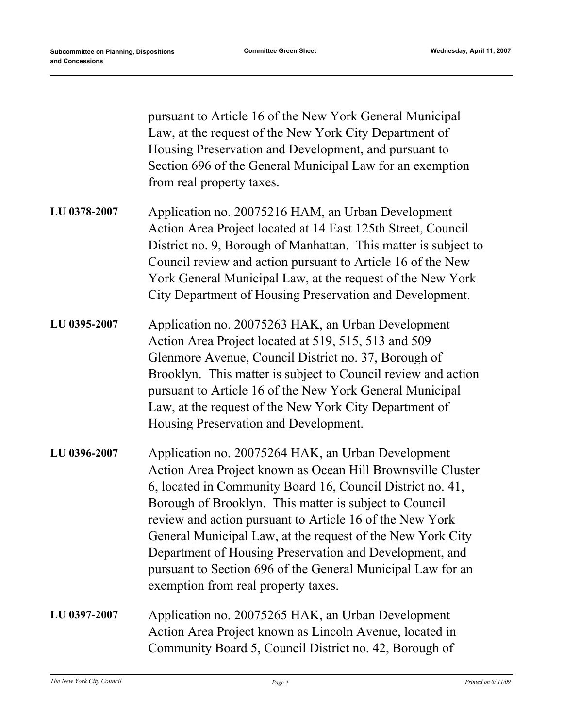pursuant to Article 16 of the New York General Municipal Law, at the request of the New York City Department of Housing Preservation and Development, and pursuant to Section 696 of the General Municipal Law for an exemption from real property taxes.

**LU 0378-2007** Application no. 20075216 HAM, an Urban Development Action Area Project located at 14 East 125th Street, Council District no. 9, Borough of Manhattan. This matter is subject to Council review and action pursuant to Article 16 of the New York General Municipal Law, at the request of the New York City Department of Housing Preservation and Development.

**LU 0395-2007** Application no. 20075263 HAK, an Urban Development Action Area Project located at 519, 515, 513 and 509 Glenmore Avenue, Council District no. 37, Borough of Brooklyn. This matter is subject to Council review and action pursuant to Article 16 of the New York General Municipal Law, at the request of the New York City Department of Housing Preservation and Development.

**LU 0396-2007** Application no. 20075264 HAK, an Urban Development Action Area Project known as Ocean Hill Brownsville Cluster 6, located in Community Board 16, Council District no. 41, Borough of Brooklyn. This matter is subject to Council review and action pursuant to Article 16 of the New York General Municipal Law, at the request of the New York City Department of Housing Preservation and Development, and pursuant to Section 696 of the General Municipal Law for an exemption from real property taxes.

**LU 0397-2007** Application no. 20075265 HAK, an Urban Development Action Area Project known as Lincoln Avenue, located in Community Board 5, Council District no. 42, Borough of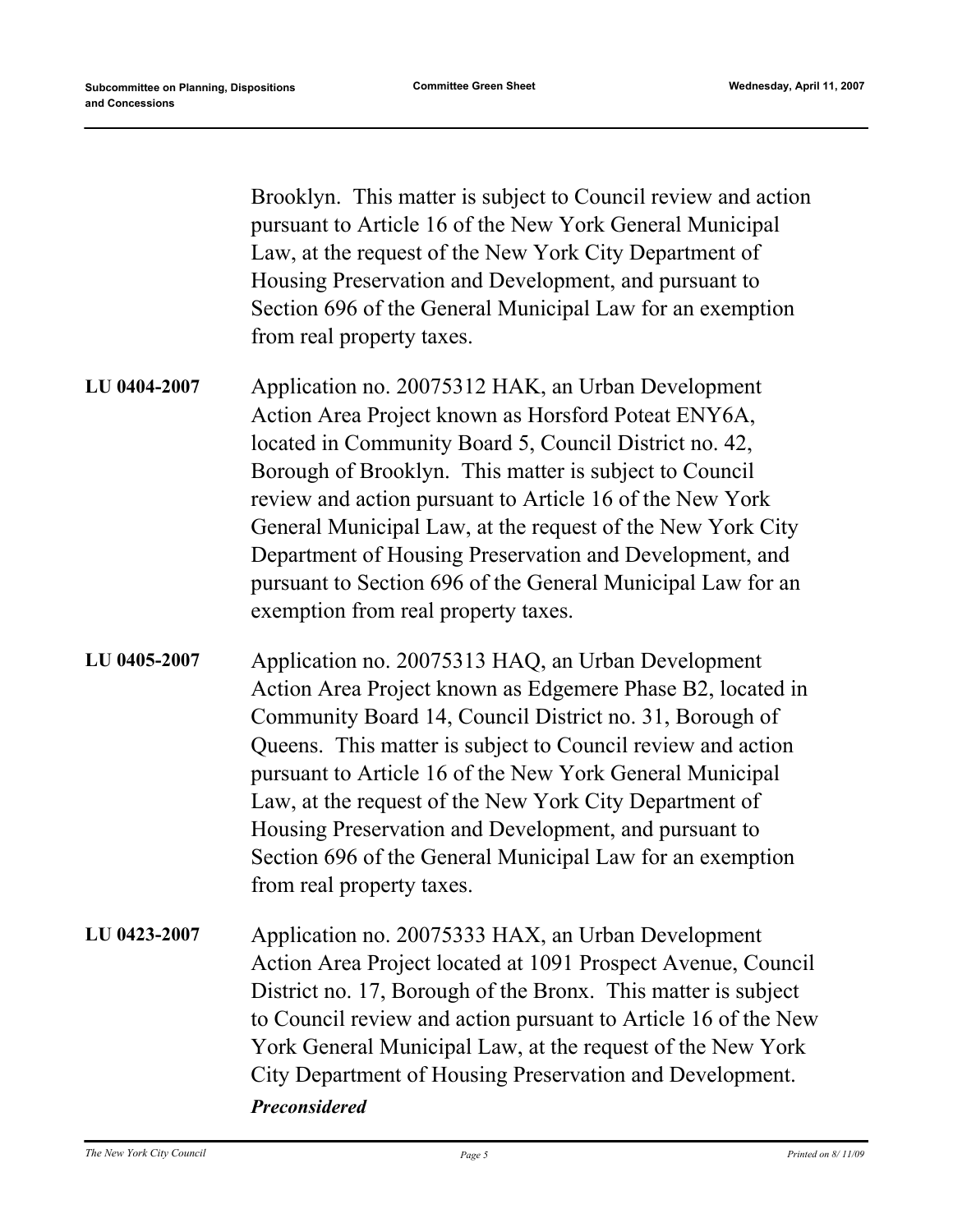Brooklyn. This matter is subject to Council review and action pursuant to Article 16 of the New York General Municipal Law, at the request of the New York City Department of Housing Preservation and Development, and pursuant to Section 696 of the General Municipal Law for an exemption from real property taxes.

**LU 0404-2007** Application no. 20075312 HAK, an Urban Development Action Area Project known as Horsford Poteat ENY6A, located in Community Board 5, Council District no. 42, Borough of Brooklyn. This matter is subject to Council review and action pursuant to Article 16 of the New York General Municipal Law, at the request of the New York City Department of Housing Preservation and Development, and pursuant to Section 696 of the General Municipal Law for an exemption from real property taxes.

**LU 0405-2007** Application no. 20075313 HAQ, an Urban Development Action Area Project known as Edgemere Phase B2, located in Community Board 14, Council District no. 31, Borough of Queens. This matter is subject to Council review and action pursuant to Article 16 of the New York General Municipal Law, at the request of the New York City Department of Housing Preservation and Development, and pursuant to Section 696 of the General Municipal Law for an exemption from real property taxes.

**LU 0423-2007** Application no. 20075333 HAX, an Urban Development Action Area Project located at 1091 Prospect Avenue, Council District no. 17, Borough of the Bronx. This matter is subject to Council review and action pursuant to Article 16 of the New York General Municipal Law, at the request of the New York City Department of Housing Preservation and Development.

***Preconsidered***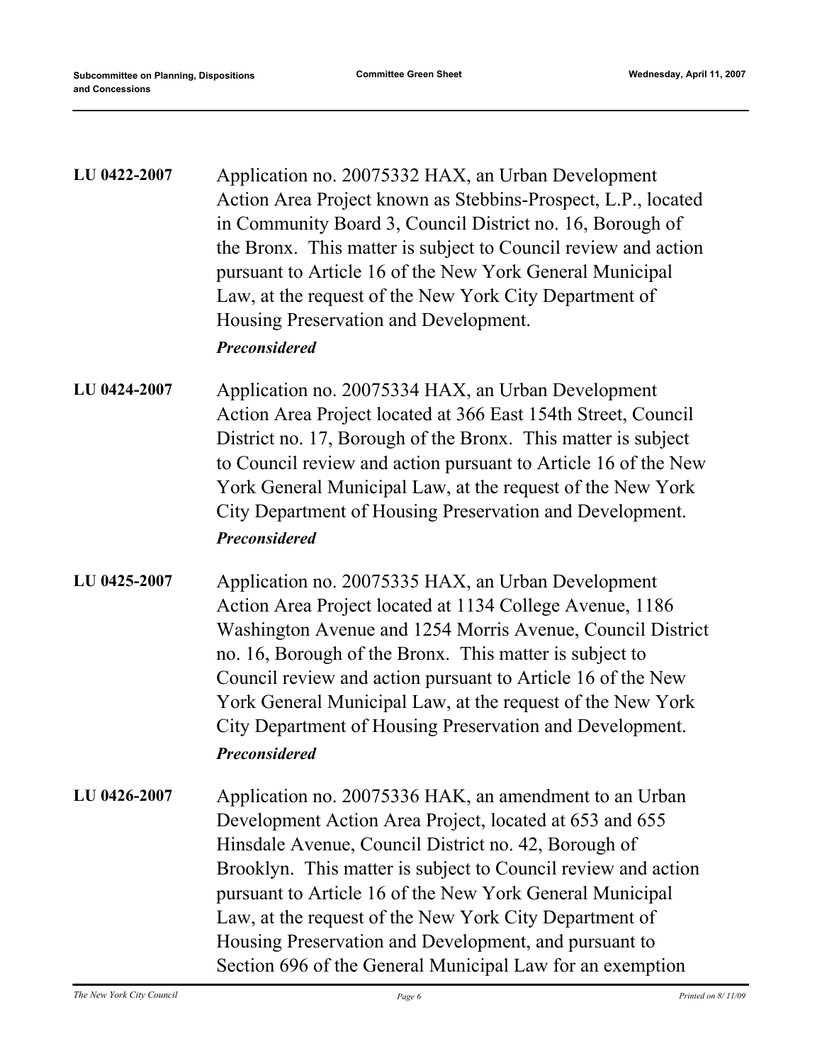**LU 0422-2007**

Application no. 20075332 HAX, an Urban Development Action Area Project known as Stebbins-Prospect, L.P., located in Community Board 3, Council District no. 16, Borough of the Bronx. This matter is subject to Council review and action pursuant to Article 16 of the New York General Municipal Law, at the request of the New York City Department of Housing Preservation and Development.

***Preconsidered***

**LU 0424-2007**

Application no. 20075334 HAX, an Urban Development Action Area Project located at 366 East 154th Street, Council District no. 17, Borough of the Bronx. This matter is subject to Council review and action pursuant to Article 16 of the New York General Municipal Law, at the request of the New York City Department of Housing Preservation and Development.

***Preconsidered***

**LU 0425-2007**

Application no. 20075335 HAX, an Urban Development Action Area Project located at 1134 College Avenue, 1186 Washington Avenue and 1254 Morris Avenue, Council District no. 16, Borough of the Bronx. This matter is subject to Council review and action pursuant to Article 16 of the New York General Municipal Law, at the request of the New York City Department of Housing Preservation and Development.

***Preconsidered***

**LU 0426-2007**

Application no. 20075336 HAK, an amendment to an Urban Development Action Area Project, located at 653 and 655 Hinsdale Avenue, Council District no. 42, Borough of Brooklyn. This matter is subject to Council review and action pursuant to Article 16 of the New York General Municipal Law, at the request of the New York City Department of Housing Preservation and Development, and pursuant to Section 696 of the General Municipal Law for an exemption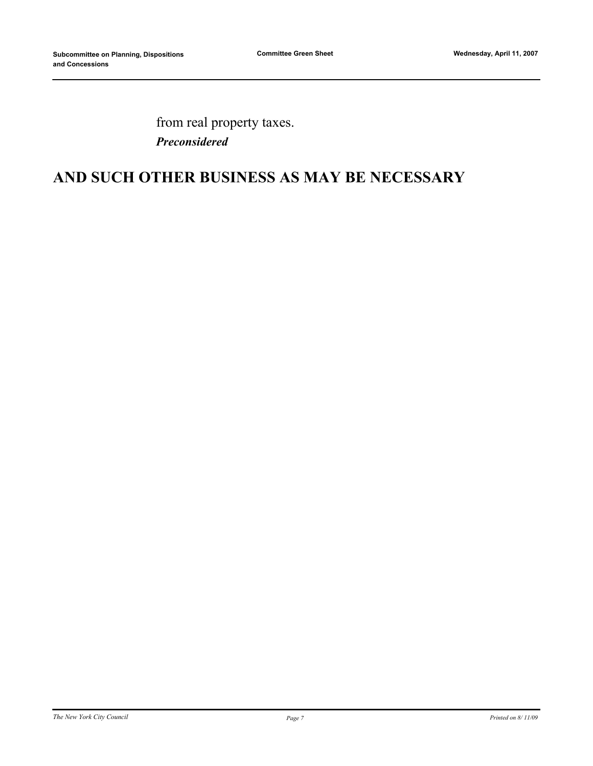from real property taxes.

***Preconsidered***

# AND SUCH OTHER BUSINESS AS MAY BE NECESSARY